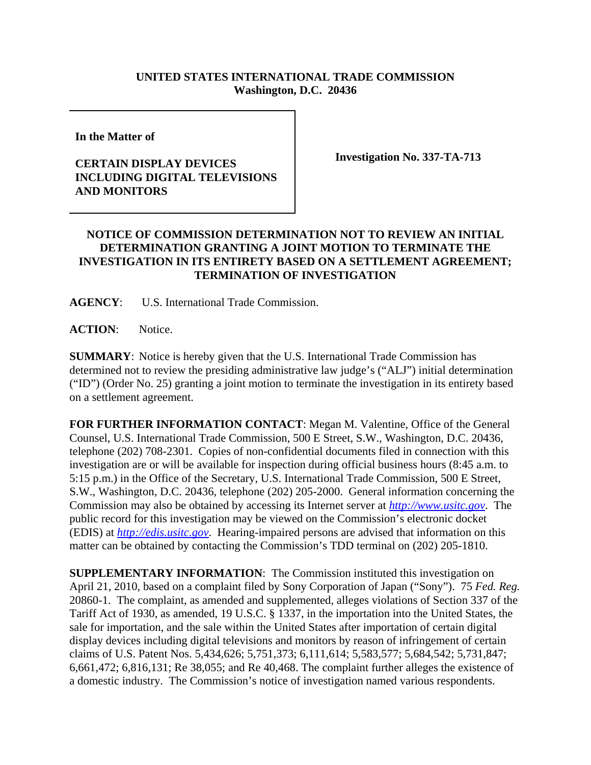**UNITED STATES INTERNATIONAL TRADE COMMISSION**
**Washington, D.C. 20436**

| In the Matter of<br><br>**CERTAIN DISPLAY DEVICES INCLUDING DIGITAL TELEVISIONS AND MONITORS** | **Investigation No. 337-TA-713** |
|---|---|

**NOTICE OF COMMISSION DETERMINATION NOT TO REVIEW AN INITIAL DETERMINATION GRANTING A JOINT MOTION TO TERMINATE THE INVESTIGATION IN ITS ENTIRETY BASED ON A SETTLEMENT AGREEMENT; TERMINATION OF INVESTIGATION**

**AGENCY**: U.S. International Trade Commission.

**ACTION**: Notice.

**SUMMARY**: Notice is hereby given that the U.S. International Trade Commission has determined not to review the presiding administrative law judge's ("ALJ") initial determination ("ID") (Order No. 25) granting a joint motion to terminate the investigation in its entirety based on a settlement agreement.

**FOR FURTHER INFORMATION CONTACT**: Megan M. Valentine, Office of the General Counsel, U.S. International Trade Commission, 500 E Street, S.W., Washington, D.C. 20436, telephone (202) 708-2301. Copies of non-confidential documents filed in connection with this investigation are or will be available for inspection during official business hours (8:45 a.m. to 5:15 p.m.) in the Office of the Secretary, U.S. International Trade Commission, 500 E Street, S.W., Washington, D.C. 20436, telephone (202) 205-2000. General information concerning the Commission may also be obtained by accessing its Internet server at *http://www.usitc.gov*. The public record for this investigation may be viewed on the Commission's electronic docket (EDIS) at *http://edis.usitc.gov*. Hearing-impaired persons are advised that information on this matter can be obtained by contacting the Commission's TDD terminal on (202) 205-1810.

**SUPPLEMENTARY INFORMATION**: The Commission instituted this investigation on April 21, 2010, based on a complaint filed by Sony Corporation of Japan ("Sony"). 75 *Fed. Reg.* 20860-1. The complaint, as amended and supplemented, alleges violations of Section 337 of the Tariff Act of 1930, as amended, 19 U.S.C. § 1337, in the importation into the United States, the sale for importation, and the sale within the United States after importation of certain digital display devices including digital televisions and monitors by reason of infringement of certain claims of U.S. Patent Nos. 5,434,626; 5,751,373; 6,111,614; 5,583,577; 5,684,542; 5,731,847; 6,661,472; 6,816,131; Re 38,055; and Re 40,468. The complaint further alleges the existence of a domestic industry. The Commission's notice of investigation named various respondents.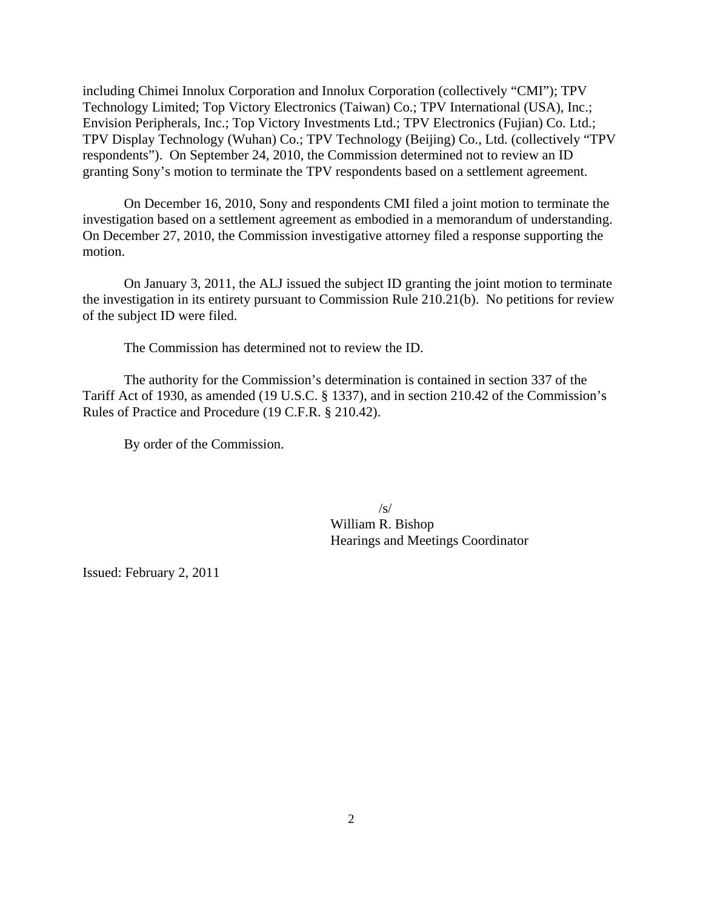including Chimei Innolux Corporation and Innolux Corporation (collectively "CMI"); TPV Technology Limited; Top Victory Electronics (Taiwan) Co.; TPV International (USA), Inc.; Envision Peripherals, Inc.; Top Victory Investments Ltd.; TPV Electronics (Fujian) Co. Ltd.; TPV Display Technology (Wuhan) Co.; TPV Technology (Beijing) Co., Ltd. (collectively "TPV respondents"). On September 24, 2010, the Commission determined not to review an ID granting Sony's motion to terminate the TPV respondents based on a settlement agreement.

On December 16, 2010, Sony and respondents CMI filed a joint motion to terminate the investigation based on a settlement agreement as embodied in a memorandum of understanding. On December 27, 2010, the Commission investigative attorney filed a response supporting the motion.

On January 3, 2011, the ALJ issued the subject ID granting the joint motion to terminate the investigation in its entirety pursuant to Commission Rule 210.21(b). No petitions for review of the subject ID were filed.

The Commission has determined not to review the ID.

The authority for the Commission's determination is contained in section 337 of the Tariff Act of 1930, as amended (19 U.S.C. § 1337), and in section 210.42 of the Commission's Rules of Practice and Procedure (19 C.F.R. § 210.42).

By order of the Commission.

/s/
William R. Bishop
Hearings and Meetings Coordinator

Issued: February 2, 2011